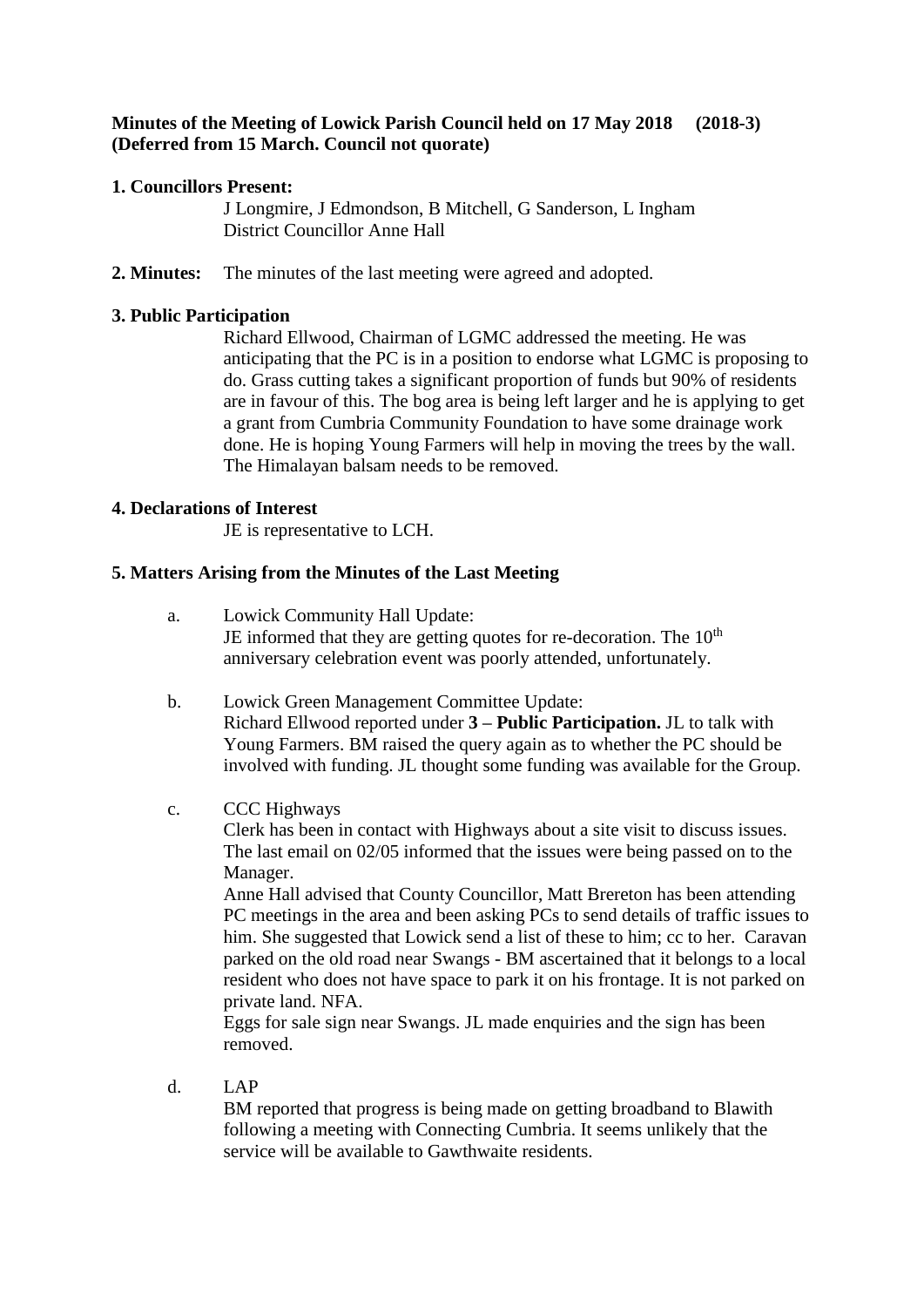**Minutes of the Meeting of Lowick Parish Council held on 17 May 2018 (2018-3)**
**(Deferred from 15 March. Council not quorate)**

**1. Councillors Present:**

J Longmire, J Edmondson, B Mitchell, G Sanderson, L Ingham
District Councillor Anne Hall

**2. Minutes:** The minutes of the last meeting were agreed and adopted.

**3. Public Participation**

Richard Ellwood, Chairman of LGMC addressed the meeting. He was anticipating that the PC is in a position to endorse what LGMC is proposing to do. Grass cutting takes a significant proportion of funds but 90% of residents are in favour of this. The bog area is being left larger and he is applying to get a grant from Cumbria Community Foundation to have some drainage work done. He is hoping Young Farmers will help in moving the trees by the wall. The Himalayan balsam needs to be removed.

**4. Declarations of Interest**

JE is representative to LCH.

**5. Matters Arising from the Minutes of the Last Meeting**

a. Lowick Community Hall Update:
JE informed that they are getting quotes for re-decoration. The 10th anniversary celebration event was poorly attended, unfortunately.

b. Lowick Green Management Committee Update:
Richard Ellwood reported under **3 – Public Participation.** JL to talk with Young Farmers. BM raised the query again as to whether the PC should be involved with funding. JL thought some funding was available for the Group.

c. CCC Highways
Clerk has been in contact with Highways about a site visit to discuss issues. The last email on 02/05 informed that the issues were being passed on to the Manager.
Anne Hall advised that County Councillor, Matt Brereton has been attending PC meetings in the area and been asking PCs to send details of traffic issues to him. She suggested that Lowick send a list of these to him; cc to her. Caravan parked on the old road near Swangs - BM ascertained that it belongs to a local resident who does not have space to park it on his frontage. It is not parked on private land. NFA.
Eggs for sale sign near Swangs. JL made enquiries and the sign has been removed.

d. LAP
BM reported that progress is being made on getting broadband to Blawith following a meeting with Connecting Cumbria. It seems unlikely that the service will be available to Gawthwaite residents.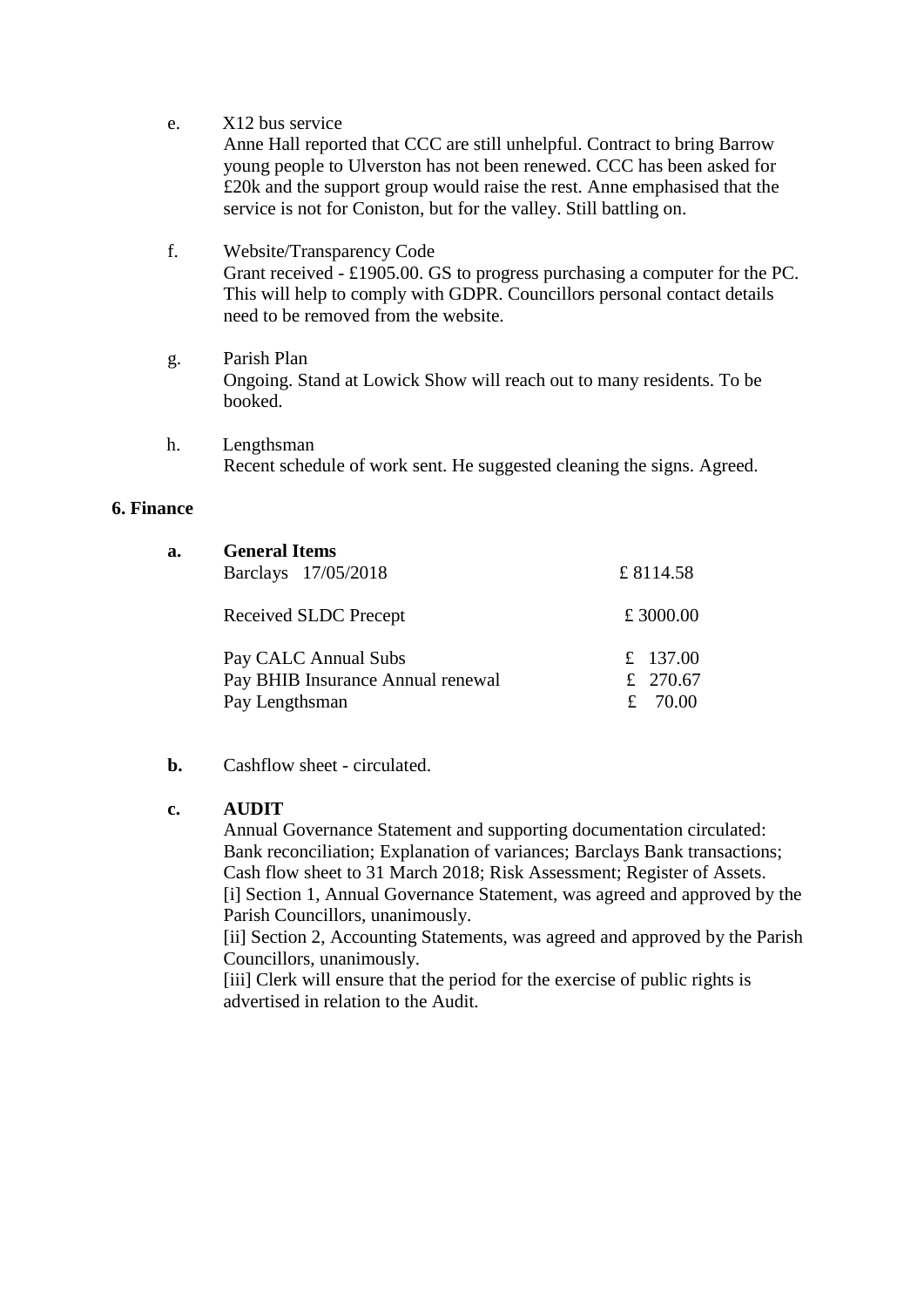e. X12 bus service

Anne Hall reported that CCC are still unhelpful. Contract to bring Barrow young people to Ulverston has not been renewed. CCC has been asked for £20k and the support group would raise the rest. Anne emphasised that the service is not for Coniston, but for the valley. Still battling on.

f. Website/Transparency Code

Grant received - £1905.00. GS to progress purchasing a computer for the PC. This will help to comply with GDPR. Councillors personal contact details need to be removed from the website.

g. Parish Plan

Ongoing. Stand at Lowick Show will reach out to many residents. To be booked.

h. Lengthsman

Recent schedule of work sent. He suggested cleaning the signs. Agreed.

**6. Finance**

**a. General Items**

| | |
|---|---|
| Barclays 17/05/2018 | £ 8114.58 |
| Received SLDC Precept | £ 3000.00 |
| Pay CALC Annual Subs | £ 137.00 |
| Pay BHIB Insurance Annual renewal | £ 270.67 |
| Pay Lengthsman | £ 70.00 |

**b.** Cashflow sheet - circulated.

**c. AUDIT**

Annual Governance Statement and supporting documentation circulated: Bank reconciliation; Explanation of variances; Barclays Bank transactions; Cash flow sheet to 31 March 2018; Risk Assessment; Register of Assets.

[i] Section 1, Annual Governance Statement, was agreed and approved by the Parish Councillors, unanimously.

[ii] Section 2, Accounting Statements, was agreed and approved by the Parish Councillors, unanimously.

[iii] Clerk will ensure that the period for the exercise of public rights is advertised in relation to the Audit.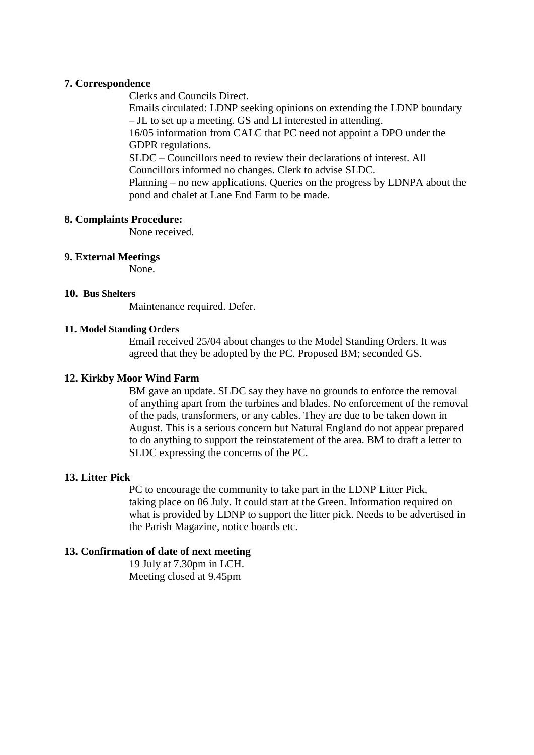**7. Correspondence**

Clerks and Councils Direct.

Emails circulated: LDNP seeking opinions on extending the LDNP boundary – JL to set up a meeting. GS and LI interested in attending.

16/05 information from CALC that PC need not appoint a DPO under the GDPR regulations.

SLDC – Councillors need to review their declarations of interest. All Councillors informed no changes. Clerk to advise SLDC.

Planning – no new applications. Queries on the progress by LDNPA about the pond and chalet at Lane End Farm to be made.

**8. Complaints Procedure:**

None received.

**9. External Meetings**

None.

**10. Bus Shelters**

Maintenance required. Defer.

**11. Model Standing Orders**

Email received 25/04 about changes to the Model Standing Orders. It was agreed that they be adopted by the PC. Proposed BM; seconded GS.

**12. Kirkby Moor Wind Farm**

BM gave an update. SLDC say they have no grounds to enforce the removal of anything apart from the turbines and blades. No enforcement of the removal of the pads, transformers, or any cables. They are due to be taken down in August. This is a serious concern but Natural England do not appear prepared to do anything to support the reinstatement of the area. BM to draft a letter to SLDC expressing the concerns of the PC.

**13. Litter Pick**

PC to encourage the community to take part in the LDNP Litter Pick, taking place on 06 July. It could start at the Green. Information required on what is provided by LDNP to support the litter pick. Needs to be advertised in the Parish Magazine, notice boards etc.

**13. Confirmation of date of next meeting**

19 July at 7.30pm in LCH.

Meeting closed at 9.45pm